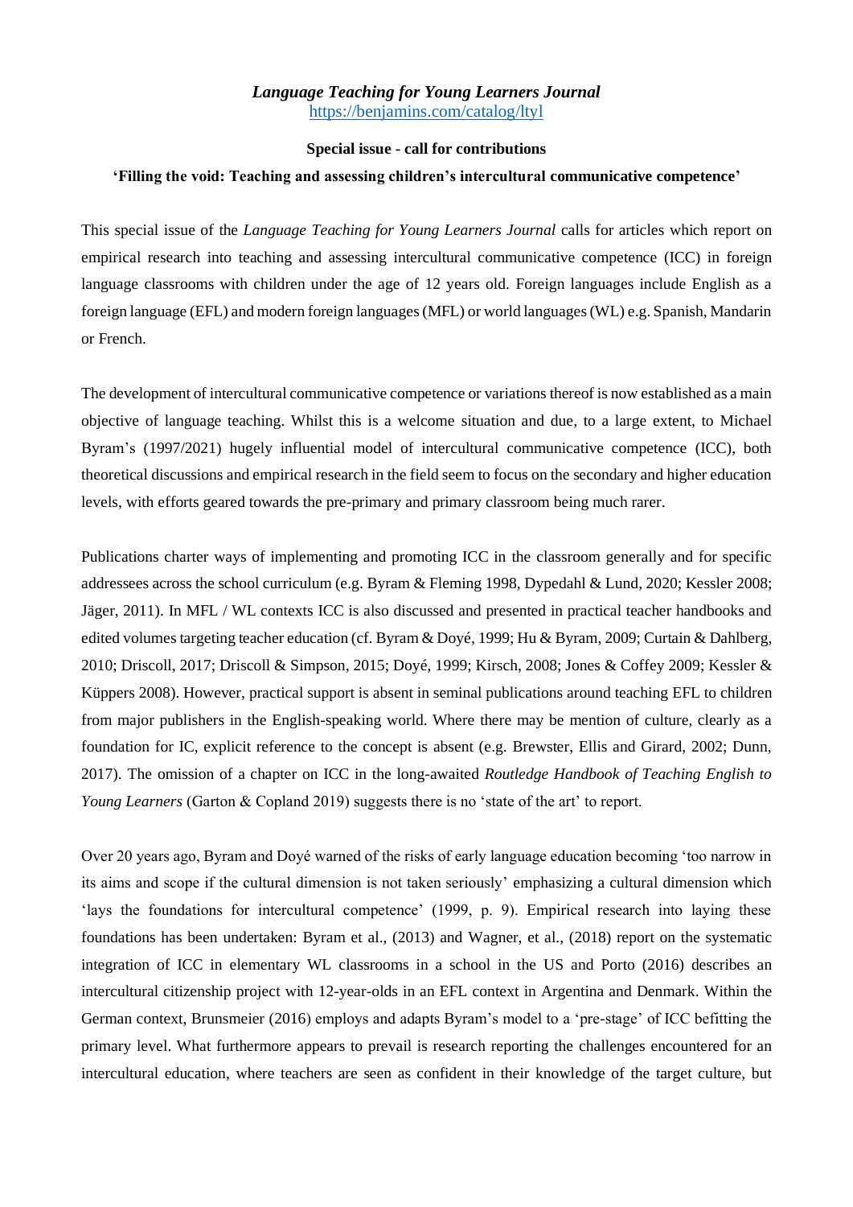***Language Teaching for Young Learners Journal***
https://benjamins.com/catalog/ltyl

**Special issue - call for contributions**

**'Filling the void: Teaching and assessing children's intercultural communicative competence'**

This special issue of the *Language Teaching for Young Learners Journal* calls for articles which report on empirical research into teaching and assessing intercultural communicative competence (ICC) in foreign language classrooms with children under the age of 12 years old. Foreign languages include English as a foreign language (EFL) and modern foreign languages (MFL) or world languages (WL) e.g. Spanish, Mandarin or French.

The development of intercultural communicative competence or variations thereof is now established as a main objective of language teaching. Whilst this is a welcome situation and due, to a large extent, to Michael Byram's (1997/2021) hugely influential model of intercultural communicative competence (ICC), both theoretical discussions and empirical research in the field seem to focus on the secondary and higher education levels, with efforts geared towards the pre-primary and primary classroom being much rarer.

Publications charter ways of implementing and promoting ICC in the classroom generally and for specific addressees across the school curriculum (e.g. Byram & Fleming 1998, Dypedahl & Lund, 2020; Kessler 2008; Jäger, 2011). In MFL / WL contexts ICC is also discussed and presented in practical teacher handbooks and edited volumes targeting teacher education (cf. Byram & Doyé, 1999; Hu & Byram, 2009; Curtain & Dahlberg, 2010; Driscoll, 2017; Driscoll & Simpson, 2015; Doyé, 1999; Kirsch, 2008; Jones & Coffey 2009; Kessler & Küppers 2008). However, practical support is absent in seminal publications around teaching EFL to children from major publishers in the English-speaking world. Where there may be mention of culture, clearly as a foundation for IC, explicit reference to the concept is absent (e.g. Brewster, Ellis and Girard, 2002; Dunn, 2017). The omission of a chapter on ICC in the long-awaited *Routledge Handbook of Teaching English to Young Learners* (Garton & Copland 2019) suggests there is no 'state of the art' to report.

Over 20 years ago, Byram and Doyé warned of the risks of early language education becoming 'too narrow in its aims and scope if the cultural dimension is not taken seriously' emphasizing a cultural dimension which 'lays the foundations for intercultural competence' (1999, p. 9). Empirical research into laying these foundations has been undertaken: Byram et al., (2013) and Wagner, et al., (2018) report on the systematic integration of ICC in elementary WL classrooms in a school in the US and Porto (2016) describes an intercultural citizenship project with 12-year-olds in an EFL context in Argentina and Denmark. Within the German context, Brunsmeier (2016) employs and adapts Byram's model to a 'pre-stage' of ICC befitting the primary level. What furthermore appears to prevail is research reporting the challenges encountered for an intercultural education, where teachers are seen as confident in their knowledge of the target culture, but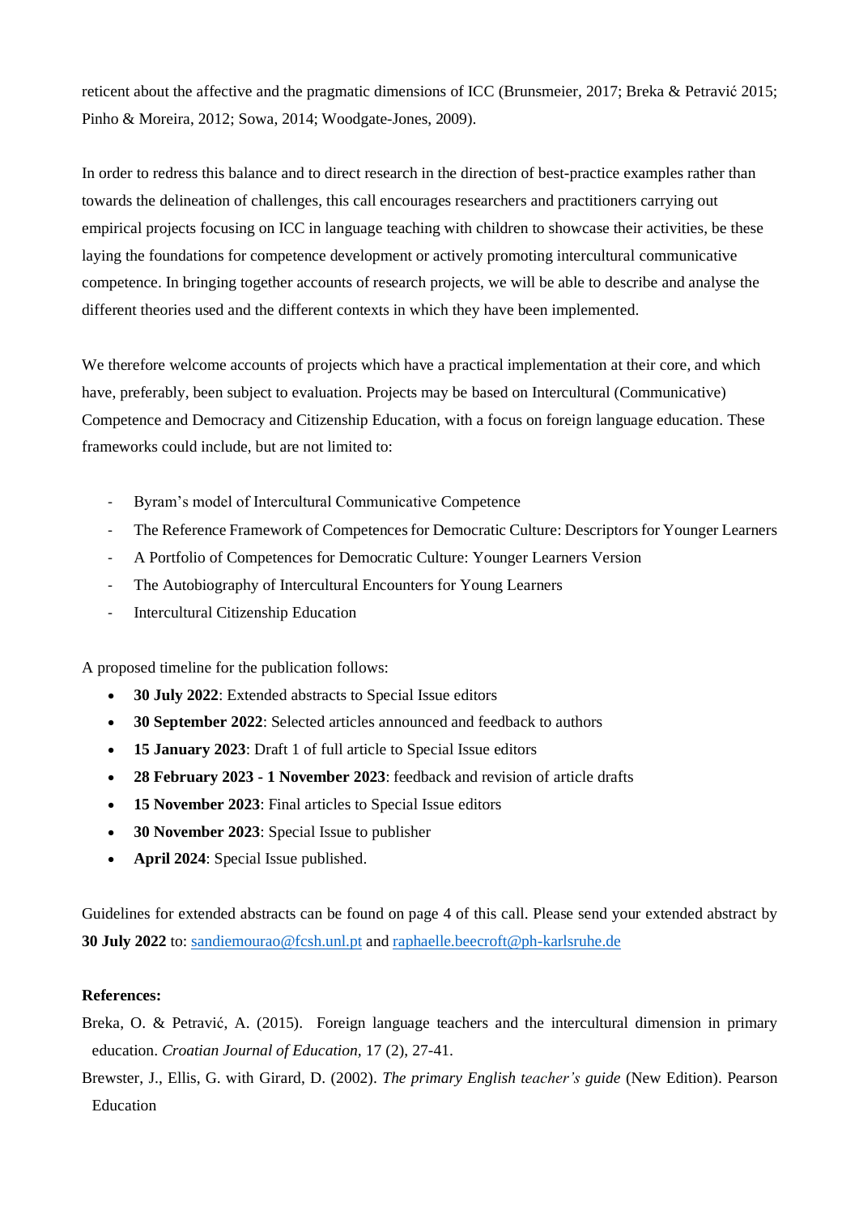reticent about the affective and the pragmatic dimensions of ICC (Brunsmeier, 2017; Breka & Petravić 2015; Pinho & Moreira, 2012; Sowa, 2014; Woodgate-Jones, 2009).

In order to redress this balance and to direct research in the direction of best-practice examples rather than towards the delineation of challenges, this call encourages researchers and practitioners carrying out empirical projects focusing on ICC in language teaching with children to showcase their activities, be these laying the foundations for competence development or actively promoting intercultural communicative competence. In bringing together accounts of research projects, we will be able to describe and analyse the different theories used and the different contexts in which they have been implemented.

We therefore welcome accounts of projects which have a practical implementation at their core, and which have, preferably, been subject to evaluation. Projects may be based on Intercultural (Communicative) Competence and Democracy and Citizenship Education, with a focus on foreign language education. These frameworks could include, but are not limited to:

- Byram's model of Intercultural Communicative Competence
- The Reference Framework of Competences for Democratic Culture: Descriptors for Younger Learners
- A Portfolio of Competences for Democratic Culture: Younger Learners Version
- The Autobiography of Intercultural Encounters for Young Learners
- Intercultural Citizenship Education

A proposed timeline for the publication follows:

- **30 July 2022**: Extended abstracts to Special Issue editors
- **30 September 2022**: Selected articles announced and feedback to authors
- **15 January 2023**: Draft 1 of full article to Special Issue editors
- **28 February 2023 - 1 November 2023**: feedback and revision of article drafts
- **15 November 2023**: Final articles to Special Issue editors
- **30 November 2023**: Special Issue to publisher
- **April 2024**: Special Issue published.

Guidelines for extended abstracts can be found on page 4 of this call. Please send your extended abstract by **30 July 2022** to: sandiemourao@fcsh.unl.pt and raphaelle.beecroft@ph-karlsruhe.de

**References:**

Breka, O. & Petravić, A. (2015). Foreign language teachers and the intercultural dimension in primary education. *Croatian Journal of Education*, 17 (2), 27-41.

Brewster, J., Ellis, G. with Girard, D. (2002). *The primary English teacher's guide* (New Edition). Pearson Education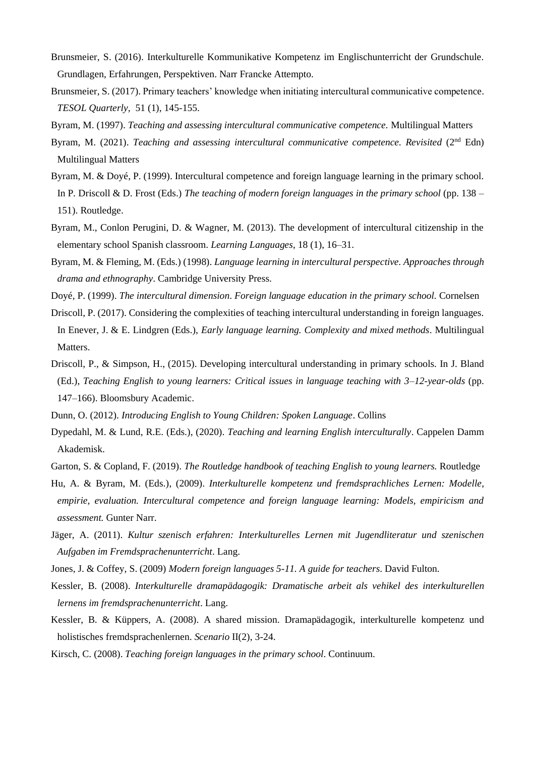Brunsmeier, S. (2016). Interkulturelle Kommunikative Kompetenz im Englischunterricht der Grundschule. Grundlagen, Erfahrungen, Perspektiven. Narr Francke Attempto.

Brunsmeier, S. (2017). Primary teachers' knowledge when initiating intercultural communicative competence. *TESOL Quarterly*, 51 (1), 145-155.

Byram, M. (1997). *Teaching and assessing intercultural communicative competence.* Multilingual Matters

Byram, M. (2021). *Teaching and assessing intercultural communicative competence. Revisited* (2nd Edn) Multilingual Matters

Byram, M. & Doyé, P. (1999). Intercultural competence and foreign language learning in the primary school. In P. Driscoll & D. Frost (Eds.) *The teaching of modern foreign languages in the primary school* (pp. 138 – 151). Routledge.

Byram, M., Conlon Perugini, D. & Wagner, M. (2013). The development of intercultural citizenship in the elementary school Spanish classroom. *Learning Languages*, 18 (1), 16–31.

Byram, M. & Fleming, M. (Eds.) (1998). *Language learning in intercultural perspective. Approaches through drama and ethnography*. Cambridge University Press.

Doyé, P. (1999). *The intercultural dimension. Foreign language education in the primary school.* Cornelsen

Driscoll, P. (2017). Considering the complexities of teaching intercultural understanding in foreign languages. In Enever, J. & E. Lindgren (Eds.), *Early language learning. Complexity and mixed methods*. Multilingual Matters.

Driscoll, P., & Simpson, H., (2015). Developing intercultural understanding in primary schools. In J. Bland (Ed.), *Teaching English to young learners: Critical issues in language teaching with 3–12-year-olds* (pp. 147–166). Bloomsbury Academic.

Dunn, O. (2012). *Introducing English to Young Children: Spoken Language*. Collins

Dypedahl, M. & Lund, R.E. (Eds.), (2020). *Teaching and learning English interculturally*. Cappelen Damm Akademisk.

Garton, S. & Copland, F. (2019). *The Routledge handbook of teaching English to young learners.* Routledge

Hu, A. & Byram, M. (Eds.), (2009). *Interkulturelle kompetenz und fremdsprachliches Lernen: Modelle, empirie, evaluation. Intercultural competence and foreign language learning: Models, empiricism and assessment.* Gunter Narr.

Jäger, A. (2011). *Kultur szenisch erfahren: Interkulturelles Lernen mit Jugendliteratur und szenischen Aufgaben im Fremdsprachenunterricht*. Lang.

Jones, J. & Coffey, S. (2009) *Modern foreign languages 5-11. A guide for teachers*. David Fulton.

Kessler, B. (2008). *Interkulturelle dramapädagogik: Dramatische arbeit als vehikel des interkulturellen lernens im fremdsprachenunterricht*. Lang.

Kessler, B. & Küppers, A. (2008). A shared mission. Dramapädagogik, interkulturelle kompetenz und holistisches fremdsprachenlernen. *Scenario* II(2), 3-24.

Kirsch, C. (2008). *Teaching foreign languages in the primary school*. Continuum.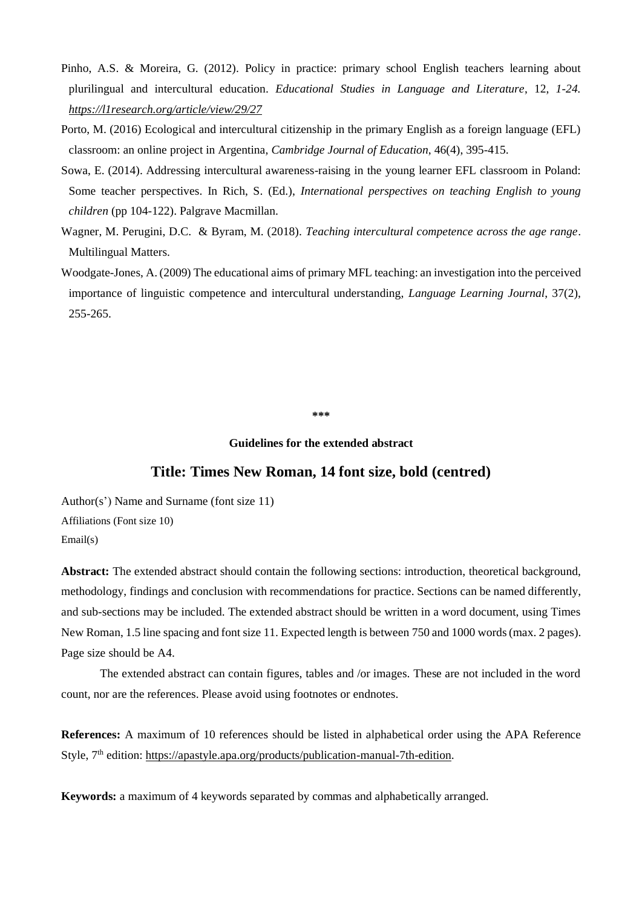Pinho, A.S. & Moreira, G. (2012). Policy in practice: primary school English teachers learning about plurilingual and intercultural education. *Educational Studies in Language and Literature*, 12, *1-24. https://l1research.org/article/view/29/27*

Porto, M. (2016) Ecological and intercultural citizenship in the primary English as a foreign language (EFL) classroom: an online project in Argentina, *Cambridge Journal of Education*, 46(4), 395-415.

Sowa, E. (2014). Addressing intercultural awareness-raising in the young learner EFL classroom in Poland: Some teacher perspectives. In Rich, S. (Ed.), *International perspectives on teaching English to young children* (pp 104-122). Palgrave Macmillan.

Wagner, M. Perugini, D.C. & Byram, M. (2018). *Teaching intercultural competence across the age range*. Multilingual Matters.

Woodgate-Jones, A. (2009) The educational aims of primary MFL teaching: an investigation into the perceived importance of linguistic competence and intercultural understanding, *Language Learning Journal*, 37(2), 255-265.

***

**Guidelines for the extended abstract**

# Title: Times New Roman, 14 font size, bold (centred)

Author(s') Name and Surname (font size 11)

Affiliations (Font size 10)

Email(s)

**Abstract:** The extended abstract should contain the following sections: introduction, theoretical background, methodology, findings and conclusion with recommendations for practice. Sections can be named differently, and sub-sections may be included. The extended abstract should be written in a word document, using Times New Roman, 1.5 line spacing and font size 11. Expected length is between 750 and 1000 words (max. 2 pages). Page size should be A4.

The extended abstract can contain figures, tables and /or images. These are not included in the word count, nor are the references. Please avoid using footnotes or endnotes.

**References:** A maximum of 10 references should be listed in alphabetical order using the APA Reference Style, 7th edition: https://apastyle.apa.org/products/publication-manual-7th-edition.

**Keywords:** a maximum of 4 keywords separated by commas and alphabetically arranged.